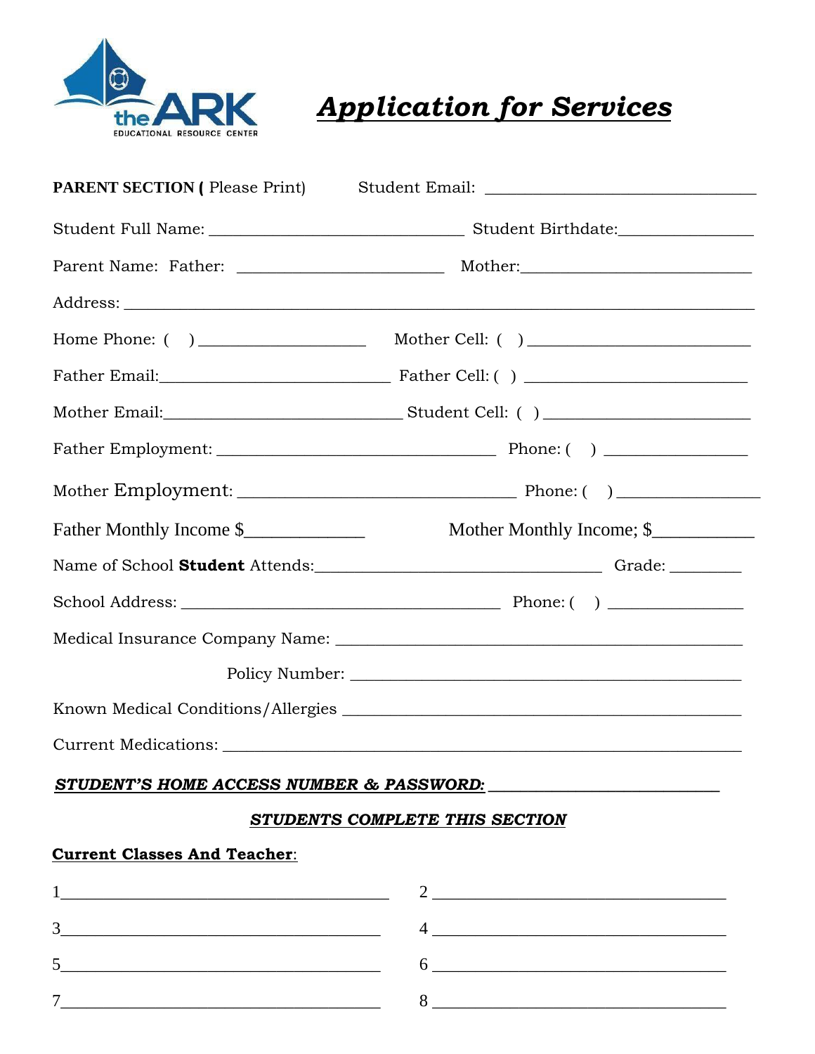the ARK
EDUCATIONAL RESOURCE CENTER

# ***Application for Services***

**PARENT SECTION (** Please Print) Student Email: ______________________________

Student Full Name: ____________________________ Student Birthdate:_______________

Parent Name: Father: ______________________ Mother:__________________________

Address: ______________________________________________________________________

Home Phone: ( ) __________________ Mother Cell: ( ) ________________________

Father Email:_________________________ Father Cell: ( ) ________________________

Mother Email:__________________________ Student Cell: ( ) ______________________

Father Employment: _______________________________ Phone: ( ) _______________

Mother Employment: _______________________________ Phone: ( ) _______________

Father Monthly Income $____________ Mother Monthly Income; $__________

Name of School **Student** Attends:_______________________________ Grade: ________

School Address: ___________________________________ Phone: ( ) _______________

Medical Insurance Company Name: _____________________________________________

Policy Number: _____________________________________________

Known Medical Conditions/Allergies _____________________________________________

Current Medications: ___________________________________________________________

***STUDENT'S HOME ACCESS NUMBER & PASSWORD:*** _________________________

***STUDENTS COMPLETE THIS SECTION***

**Current Classes And Teacher**:

1_____________________________________ 2 ________________________________

3_____________________________________ 4 ________________________________

5_____________________________________ 6 ________________________________

7_____________________________________ 8 ________________________________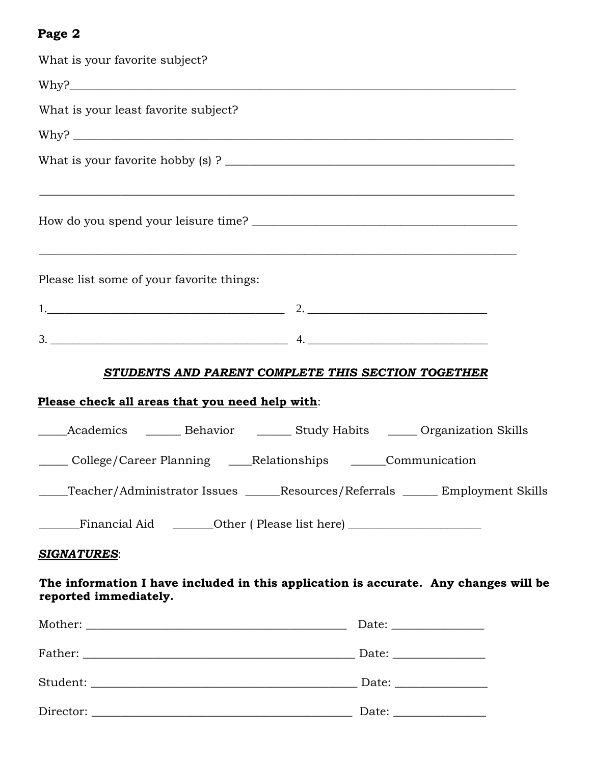## Page 2

What is your favorite subject?

Why?______________________________________________________________________________

What is your least favorite subject?

Why? _____________________________________________________________________________

What is your favorite hobby (s) ? __________________________________________________

__________________________________________________________________________________

How do you spend your leisure time? _______________________________________________

__________________________________________________________________________________

Please list some of your favorite things:

1.__________________________________________ 2. ________________________________

3. __________________________________________ 4. ________________________________

***STUDENTS AND PARENT COMPLETE THIS SECTION TOGETHER***

**Please check all areas that you need help with**:

_____Academics ______ Behavior ______ Study Habits _____ Organization Skills

_____ College/Career Planning ____Relationships ______Communication

_____Teacher/Administrator Issues ______Resources/Referrals ______ Employment Skills

_______Financial Aid _______Other ( Please list here) _______________________

***SIGNATURES***:

**The information I have included in this application is accurate. Any changes will be reported immediately.**

Mother: _______________________________________________ Date: ________________

Father: _________________________________________________ Date: ________________

Student: _______________________________________________ Date: ________________

Director: _______________________________________________ Date: ________________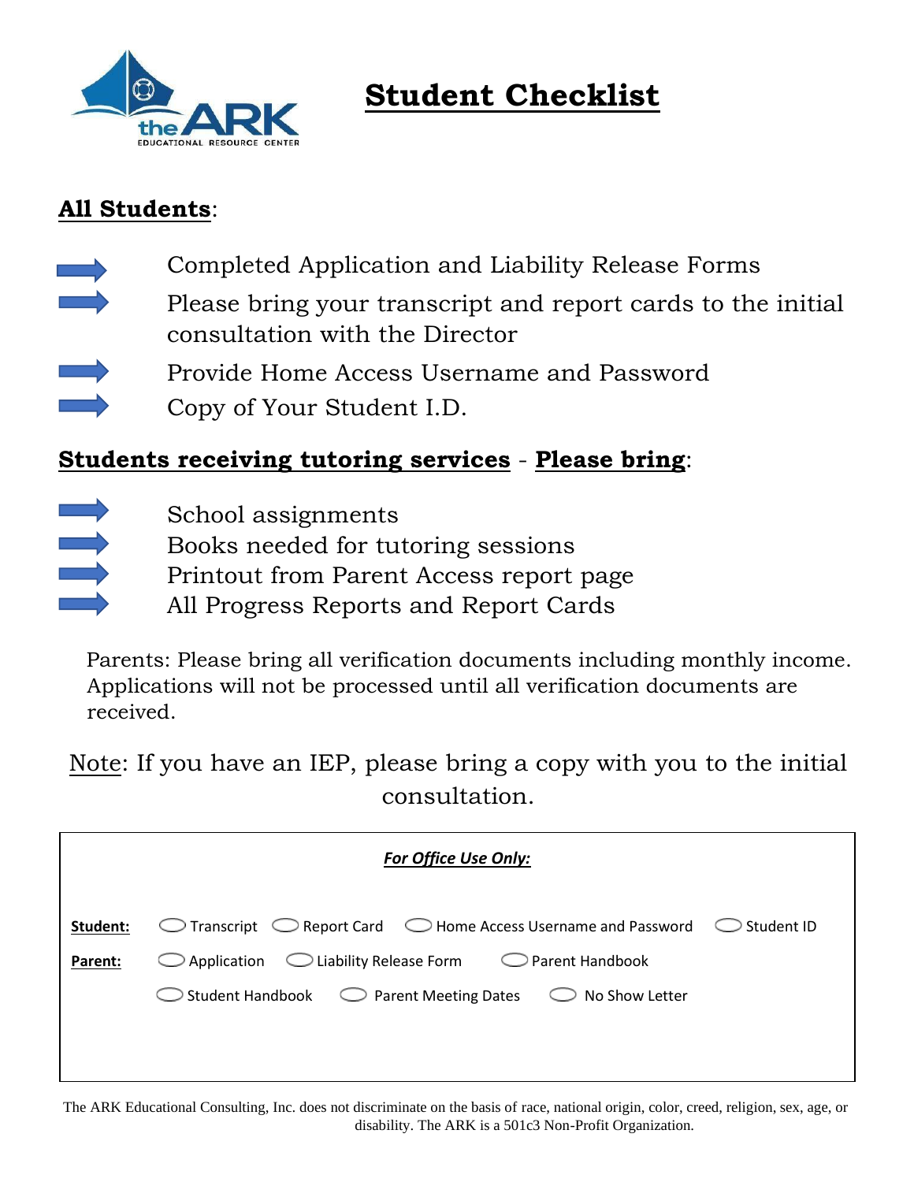# Student Checklist

## All Students:

- Completed Application and Liability Release Forms
- Please bring your transcript and report cards to the initial consultation with the Director
- Provide Home Access Username and Password
- Copy of Your Student I.D.

## Students receiving tutoring services - Please bring:

- School assignments
- Books needed for tutoring sessions
- Printout from Parent Access report page
- All Progress Reports and Report Cards

Parents: Please bring all verification documents including monthly income. Applications will not be processed until all verification documents are received.

Note: If you have an IEP, please bring a copy with you to the initial consultation.

***For Office Use Only:***

**Student:** ◯ Transcript ◯ Report Card ◯ Home Access Username and Password ◯ Student ID

**Parent:** ◯ Application ◯ Liability Release Form ◯ Parent Handbook

◯ Student Handbook ◯ Parent Meeting Dates ◯ No Show Letter

The ARK Educational Consulting, Inc. does not discriminate on the basis of race, national origin, color, creed, religion, sex, age, or disability. The ARK is a 501c3 Non-Profit Organization.